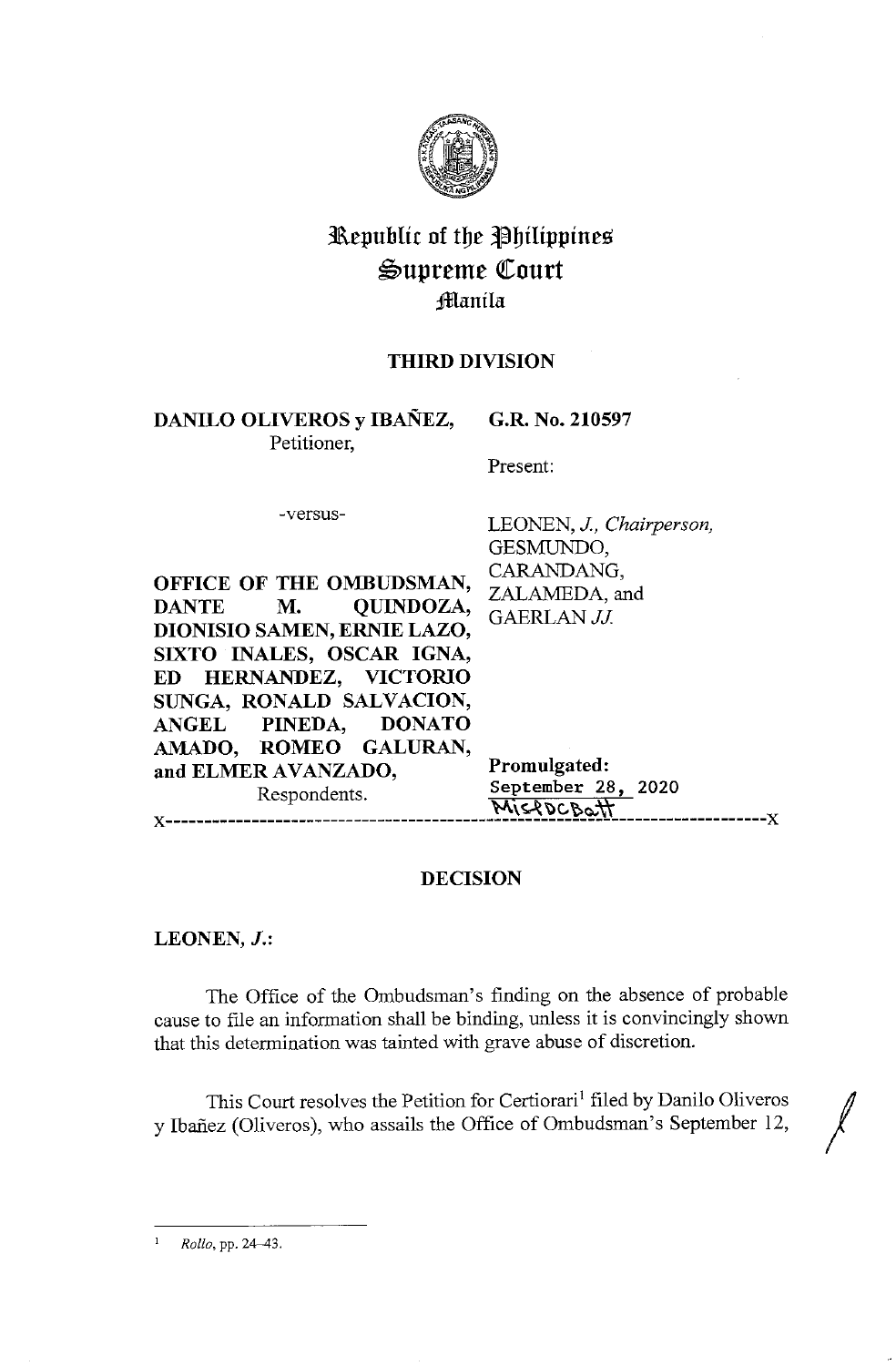# Republic of the Philippines
# Supreme Court
## Manila

**THIRD DIVISION**

**DANILO OLIVEROS y IBAÑEZ,** Petitioner,

-versus-

**OFFICE OF THE OMBUDSMAN, DANTE M. QUINDOZA, DIONISIO SAMEN, ERNIE LAZO, SIXTO INALES, OSCAR IGNA, ED HERNANDEZ, VICTORIO SUNGA, RONALD SALVACION, ANGEL PINEDA, DONATO AMADO, ROMEO GALURAN, and ELMER AVANZADO,** Respondents.

**G.R. No. 210597**

Present:

LEONEN, *J., Chairperson,*
GESMUNDO,
CARANDANG,
ZALAMEDA, and
GAERLAN *JJ.*

**Promulgated:**
September 28, 2020

x----------------------------------------------------------------------------------------x

**DECISION**

**LEONEN, *J.*:**

The Office of the Ombudsman's finding on the absence of probable cause to file an information shall be binding, unless it is convincingly shown that this determination was tainted with grave abuse of discretion.

This Court resolves the Petition for Certiorari[1] filed by Danilo Oliveros y Ibañez (Oliveros), who assails the Office of Ombudsman's September 12,

---

[1] *Rollo*, pp. 24–43.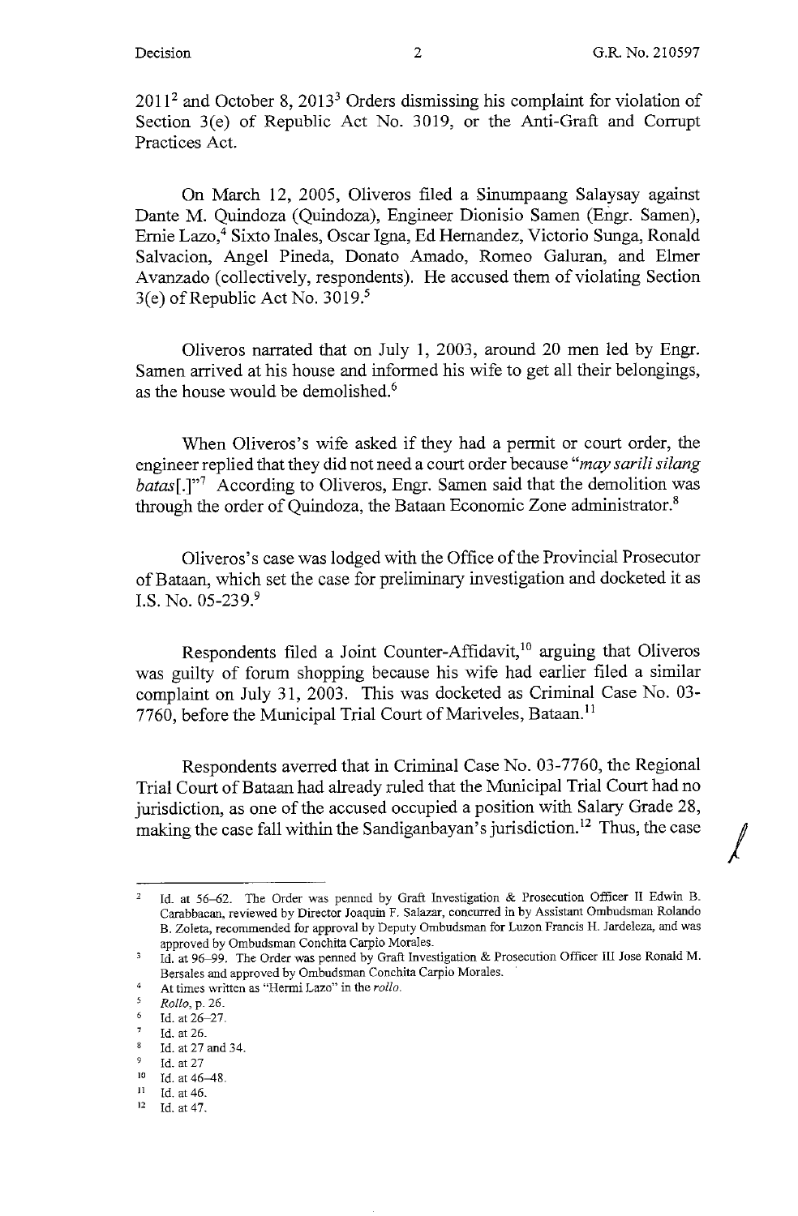2011[2] and October 8, 2013[3] Orders dismissing his complaint for violation of Section 3(e) of Republic Act No. 3019, or the Anti-Graft and Corrupt Practices Act.

On March 12, 2005, Oliveros filed a Sinumpaang Salaysay against Dante M. Quindoza (Quindoza), Engineer Dionisio Samen (Engr. Samen), Ernie Lazo,[4] Sixto Inales, Oscar Igna, Ed Hernandez, Victorio Sunga, Ronald Salvacion, Angel Pineda, Donato Amado, Romeo Galuran, and Elmer Avanzado (collectively, respondents). He accused them of violating Section 3(e) of Republic Act No. 3019.[5]

Oliveros narrated that on July 1, 2003, around 20 men led by Engr. Samen arrived at his house and informed his wife to get all their belongings, as the house would be demolished.[6]

When Oliveros's wife asked if they had a permit or court order, the engineer replied that they did not need a court order because "*may sarili silang batas*[.]"[7] According to Oliveros, Engr. Samen said that the demolition was through the order of Quindoza, the Bataan Economic Zone administrator.[8]

Oliveros's case was lodged with the Office of the Provincial Prosecutor of Bataan, which set the case for preliminary investigation and docketed it as I.S. No. 05-239.[9]

Respondents filed a Joint Counter-Affidavit,[10] arguing that Oliveros was guilty of forum shopping because his wife had earlier filed a similar complaint on July 31, 2003. This was docketed as Criminal Case No. 03-7760, before the Municipal Trial Court of Mariveles, Bataan.[11]

Respondents averred that in Criminal Case No. 03-7760, the Regional Trial Court of Bataan had already ruled that the Municipal Trial Court had no jurisdiction, as one of the accused occupied a position with Salary Grade 28, making the case fall within the Sandiganbayan's jurisdiction.[12] Thus, the case

---

[2] Id. at 56–62. The Order was penned by Graft Investigation & Prosecution Officer II Edwin B. Carabbacan, reviewed by Director Joaquin F. Salazar, concurred in by Assistant Ombudsman Rolando B. Zoleta, recommended for approval by Deputy Ombudsman for Luzon Francis H. Jardeleza, and was approved by Ombudsman Conchita Carpio Morales.

[3] Id. at 96–99. The Order was penned by Graft Investigation & Prosecution Officer III Jose Ronald M. Bersales and approved by Ombudsman Conchita Carpio Morales.

[4] At times written as "Hermi Lazo" in the *rollo*.

[5] *Rollo*, p. 26.

[6] Id. at 26–27.

[7] Id. at 26.

[8] Id. at 27 and 34.

[9] Id. at 27

[10] Id. at 46–48.

[11] Id. at 46.

[12] Id. at 47.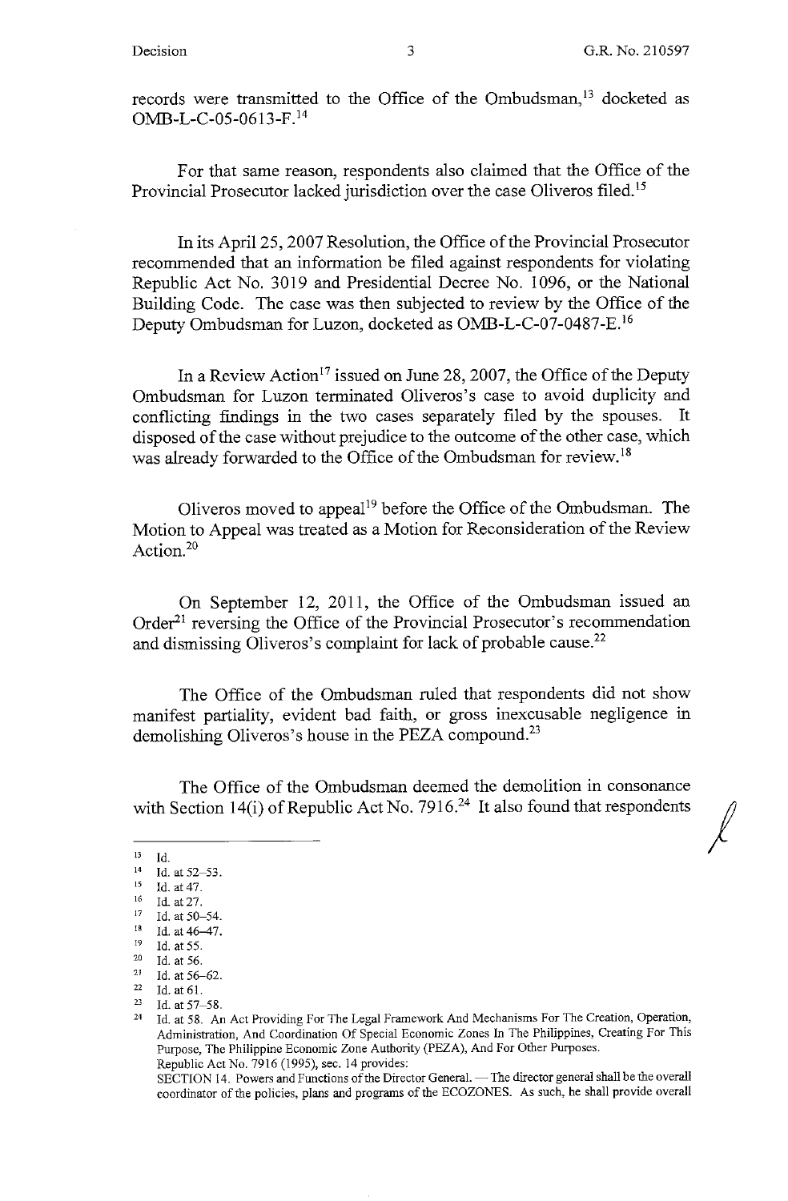records were transmitted to the Office of the Ombudsman,[13] docketed as OMB-L-C-05-0613-F.[14]

For that same reason, respondents also claimed that the Office of the Provincial Prosecutor lacked jurisdiction over the case Oliveros filed.[15]

In its April 25, 2007 Resolution, the Office of the Provincial Prosecutor recommended that an information be filed against respondents for violating Republic Act No. 3019 and Presidential Decree No. 1096, or the National Building Code. The case was then subjected to review by the Office of the Deputy Ombudsman for Luzon, docketed as OMB-L-C-07-0487-E.[16]

In a Review Action[17] issued on June 28, 2007, the Office of the Deputy Ombudsman for Luzon terminated Oliveros's case to avoid duplicity and conflicting findings in the two cases separately filed by the spouses. It disposed of the case without prejudice to the outcome of the other case, which was already forwarded to the Office of the Ombudsman for review.[18]

Oliveros moved to appeal[19] before the Office of the Ombudsman. The Motion to Appeal was treated as a Motion for Reconsideration of the Review Action.[20]

On September 12, 2011, the Office of the Ombudsman issued an Order[21] reversing the Office of the Provincial Prosecutor's recommendation and dismissing Oliveros's complaint for lack of probable cause.[22]

The Office of the Ombudsman ruled that respondents did not show manifest partiality, evident bad faith, or gross inexcusable negligence in demolishing Oliveros's house in the PEZA compound.[23]

The Office of the Ombudsman deemed the demolition in consonance with Section 14(i) of Republic Act No. 7916.[24] It also found that respondents

---

[13] Id.

[14] Id. at 52–53.

[15] Id. at 47.

[16] Id. at 27.

[17] Id. at 50–54.

[18] Id. at 46–47.

[19] Id. at 55.

[20] Id. at 56.

[21] Id. at 56–62.

[22] Id. at 61.

[23] Id. at 57–58.

[24] Id. at 58. An Act Providing For The Legal Framework And Mechanisms For The Creation, Operation, Administration, And Coordination Of Special Economic Zones In The Philippines, Creating For This Purpose, The Philippine Economic Zone Authority (PEZA), And For Other Purposes.
Republic Act No. 7916 (1995), sec. 14 provides:
SECTION 14. Powers and Functions of the Director General. — The director general shall be the overall coordinator of the policies, plans and programs of the ECOZONES. As such, he shall provide overall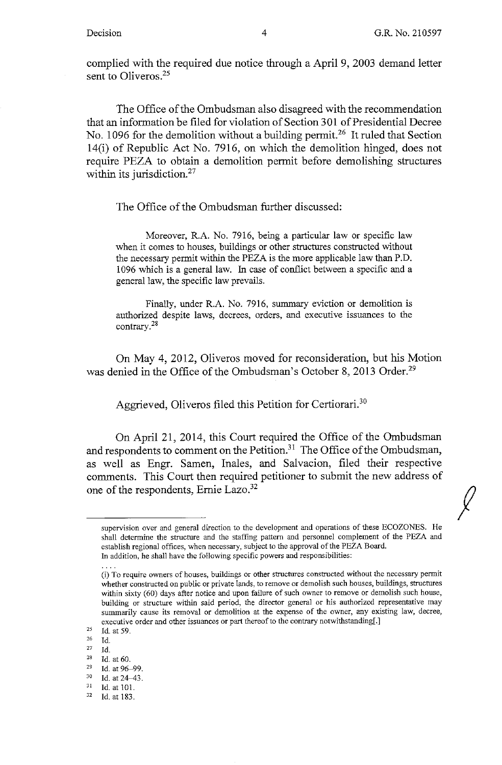complied with the required due notice through a April 9, 2003 demand letter sent to Oliveros.[25]

The Office of the Ombudsman also disagreed with the recommendation that an information be filed for violation of Section 301 of Presidential Decree No. 1096 for the demolition without a building permit.[26] It ruled that Section 14(i) of Republic Act No. 7916, on which the demolition hinged, does not require PEZA to obtain a demolition permit before demolishing structures within its jurisdiction.[27]

The Office of the Ombudsman further discussed:

> Moreover, R.A. No. 7916, being a particular law or specific law when it comes to houses, buildings or other structures constructed without the necessary permit within the PEZA is the more applicable law than P.D. 1096 which is a general law. In case of conflict between a specific and a general law, the specific law prevails.
>
> Finally, under R.A. No. 7916, summary eviction or demolition is authorized despite laws, decrees, orders, and executive issuances to the contrary.[28]

On May 4, 2012, Oliveros moved for reconsideration, but his Motion was denied in the Office of the Ombudsman's October 8, 2013 Order.[29]

Aggrieved, Oliveros filed this Petition for Certiorari.[30]

On April 21, 2014, this Court required the Office of the Ombudsman and respondents to comment on the Petition.[31] The Office of the Ombudsman, as well as Engr. Samen, Inales, and Salvacion, filed their respective comments. This Court then required petitioner to submit the new address of one of the respondents, Ernie Lazo.[32]

---

supervision over and general direction to the development and operations of these ECOZONES. He shall determine the structure and the staffing pattern and personnel complement of the PEZA and establish regional offices, when necessary, subject to the approval of the PEZA Board.
In addition, he shall have the following specific powers and responsibilities:

. . . .

(i) To require owners of houses, buildings or other structures constructed without the necessary permit whether constructed on public or private lands, to remove or demolish such houses, buildings, structures within sixty (60) days after notice and upon failure of such owner to remove or demolish such house, building or structure within said period, the director general or his authorized representative may summarily cause its removal or demolition at the expense of the owner, any existing law, decree, executive order and other issuances or part thereof to the contrary notwithstanding[.]

[25] Id. at 59.
[26] Id.
[27] Id.
[28] Id. at 60.
[29] Id. at 96–99.
[30] Id. at 24–43.
[31] Id. at 101.
[32] Id. at 183.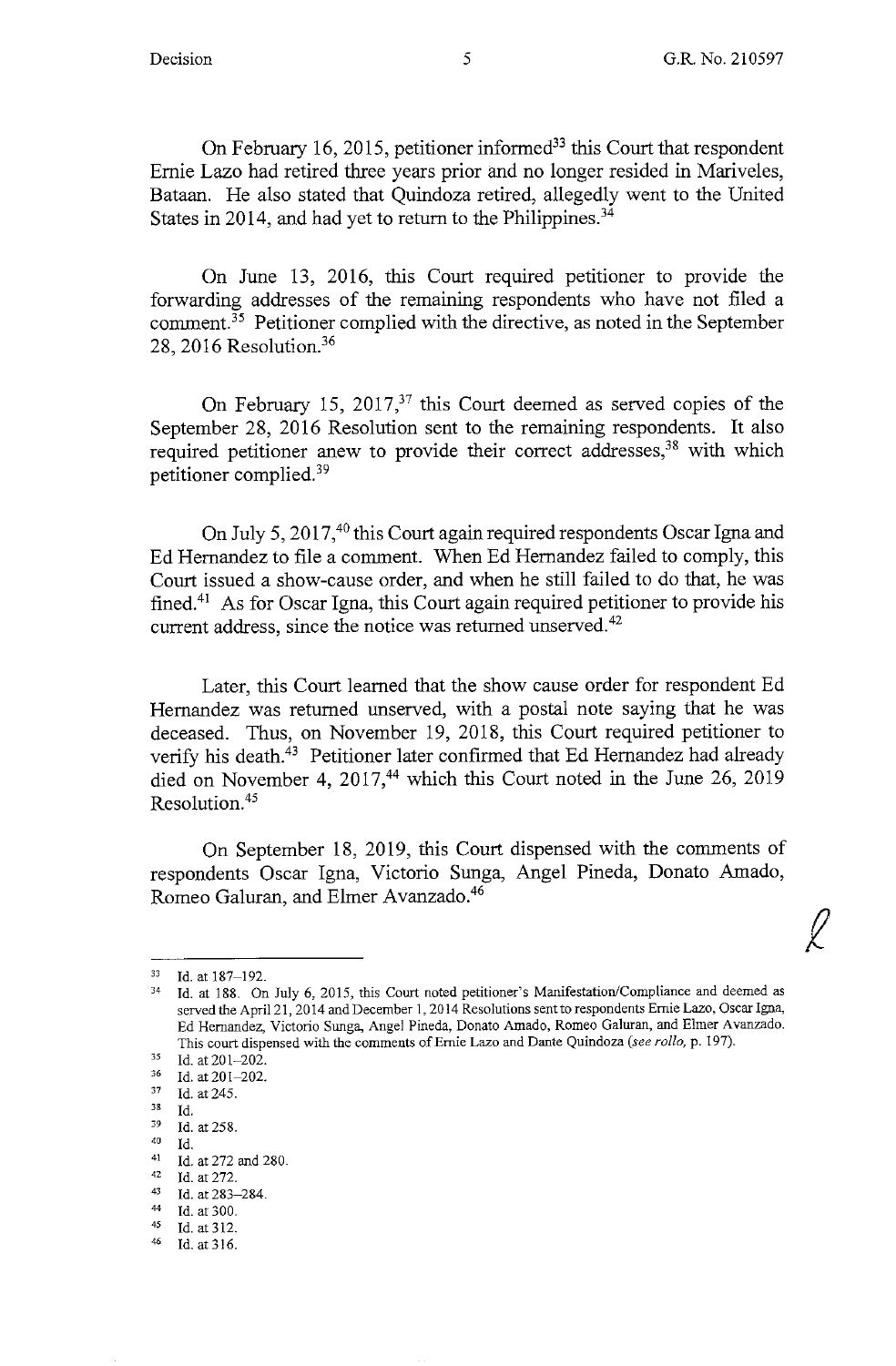On February 16, 2015, petitioner informed[33] this Court that respondent Ernie Lazo had retired three years prior and no longer resided in Mariveles, Bataan. He also stated that Quindoza retired, allegedly went to the United States in 2014, and had yet to return to the Philippines.[34]

On June 13, 2016, this Court required petitioner to provide the forwarding addresses of the remaining respondents who have not filed a comment.[35] Petitioner complied with the directive, as noted in the September 28, 2016 Resolution.[36]

On February 15, 2017,[37] this Court deemed as served copies of the September 28, 2016 Resolution sent to the remaining respondents. It also required petitioner anew to provide their correct addresses,[38] with which petitioner complied.[39]

On July 5, 2017,[40] this Court again required respondents Oscar Igna and Ed Hernandez to file a comment. When Ed Hernandez failed to comply, this Court issued a show-cause order, and when he still failed to do that, he was fined.[41] As for Oscar Igna, this Court again required petitioner to provide his current address, since the notice was returned unserved.[42]

Later, this Court learned that the show cause order for respondent Ed Hernandez was returned unserved, with a postal note saying that he was deceased. Thus, on November 19, 2018, this Court required petitioner to verify his death.[43] Petitioner later confirmed that Ed Hernandez had already died on November 4, 2017,[44] which this Court noted in the June 26, 2019 Resolution.[45]

On September 18, 2019, this Court dispensed with the comments of respondents Oscar Igna, Victorio Sunga, Angel Pineda, Donato Amado, Romeo Galuran, and Elmer Avanzado.[46]

---

[33] Id. at 187–192.

[34] Id. at 188. On July 6, 2015, this Court noted petitioner's Manifestation/Compliance and deemed as served the April 21, 2014 and December 1, 2014 Resolutions sent to respondents Ernie Lazo, Oscar Igna, Ed Hernandez, Victorio Sunga, Angel Pineda, Donato Amado, Romeo Galuran, and Elmer Avanzado. This court dispensed with the comments of Ernie Lazo and Dante Quindoza (*see rollo*, p. 197).

[35] Id. at 201–202.

[36] Id. at 201–202.

[37] Id. at 245.

[38] Id.

[39] Id. at 258.

[40] Id.

[41] Id. at 272 and 280.

[42] Id. at 272.

[43] Id. at 283–284.

[44] Id. at 300.

[45] Id. at 312.

[46] Id. at 316.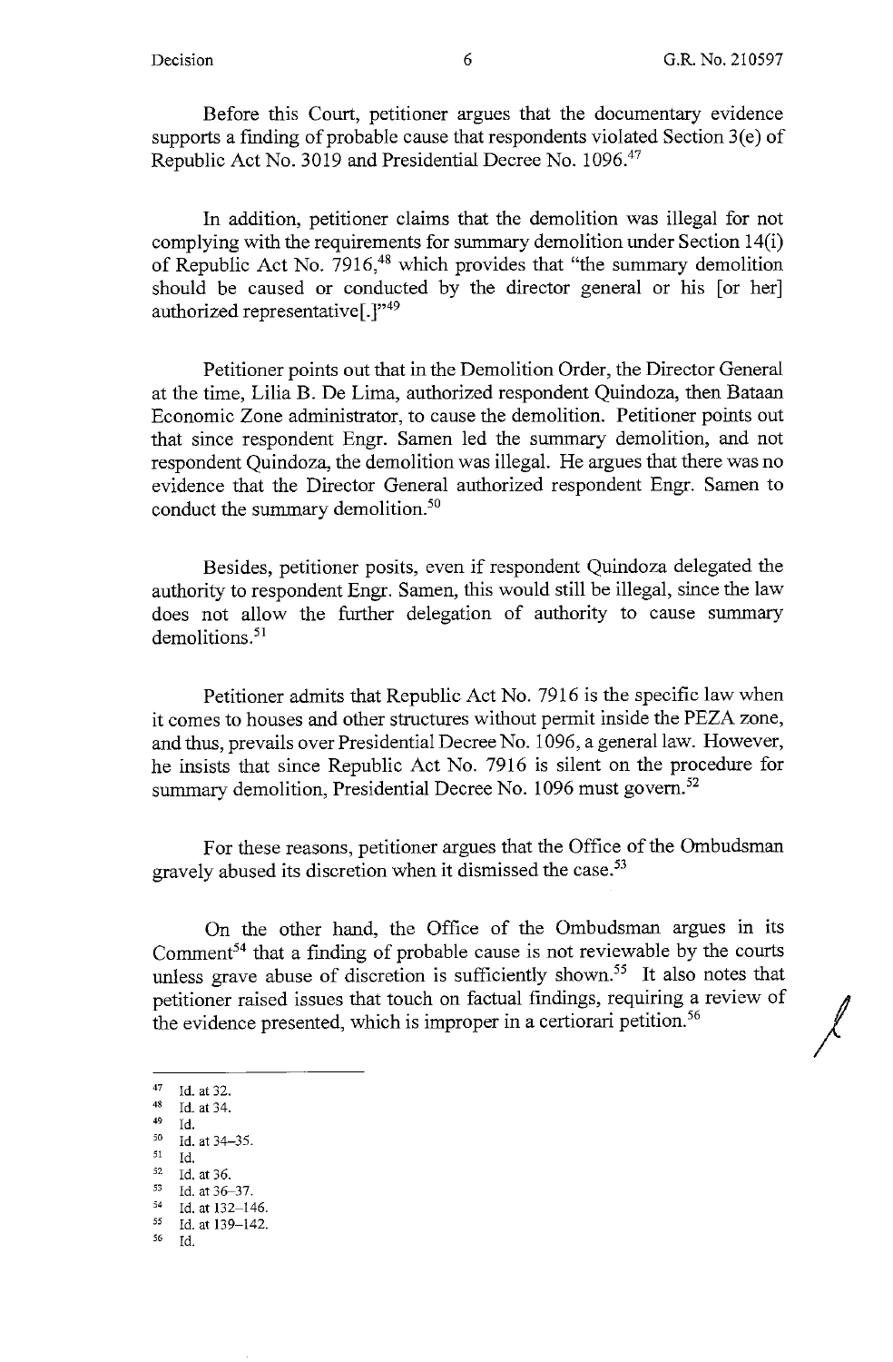Before this Court, petitioner argues that the documentary evidence supports a finding of probable cause that respondents violated Section 3(e) of Republic Act No. 3019 and Presidential Decree No. 1096.[47]

In addition, petitioner claims that the demolition was illegal for not complying with the requirements for summary demolition under Section 14(i) of Republic Act No. 7916,[48] which provides that "the summary demolition should be caused or conducted by the director general or his [or her] authorized representative[.]"[49]

Petitioner points out that in the Demolition Order, the Director General at the time, Lilia B. De Lima, authorized respondent Quindoza, then Bataan Economic Zone administrator, to cause the demolition. Petitioner points out that since respondent Engr. Samen led the summary demolition, and not respondent Quindoza, the demolition was illegal. He argues that there was no evidence that the Director General authorized respondent Engr. Samen to conduct the summary demolition.[50]

Besides, petitioner posits, even if respondent Quindoza delegated the authority to respondent Engr. Samen, this would still be illegal, since the law does not allow the further delegation of authority to cause summary demolitions.[51]

Petitioner admits that Republic Act No. 7916 is the specific law when it comes to houses and other structures without permit inside the PEZA zone, and thus, prevails over Presidential Decree No. 1096, a general law. However, he insists that since Republic Act No. 7916 is silent on the procedure for summary demolition, Presidential Decree No. 1096 must govern.[52]

For these reasons, petitioner argues that the Office of the Ombudsman gravely abused its discretion when it dismissed the case.[53]

On the other hand, the Office of the Ombudsman argues in its Comment[54] that a finding of probable cause is not reviewable by the courts unless grave abuse of discretion is sufficiently shown.[55] It also notes that petitioner raised issues that touch on factual findings, requiring a review of the evidence presented, which is improper in a certiorari petition.[56]

---

[47] Id. at 32.
[48] Id. at 34.
[49] Id.
[50] Id. at 34–35.
[51] Id.
[52] Id. at 36.
[53] Id. at 36–37.
[54] Id. at 132–146.
[55] Id. at 139–142.
[56] Id.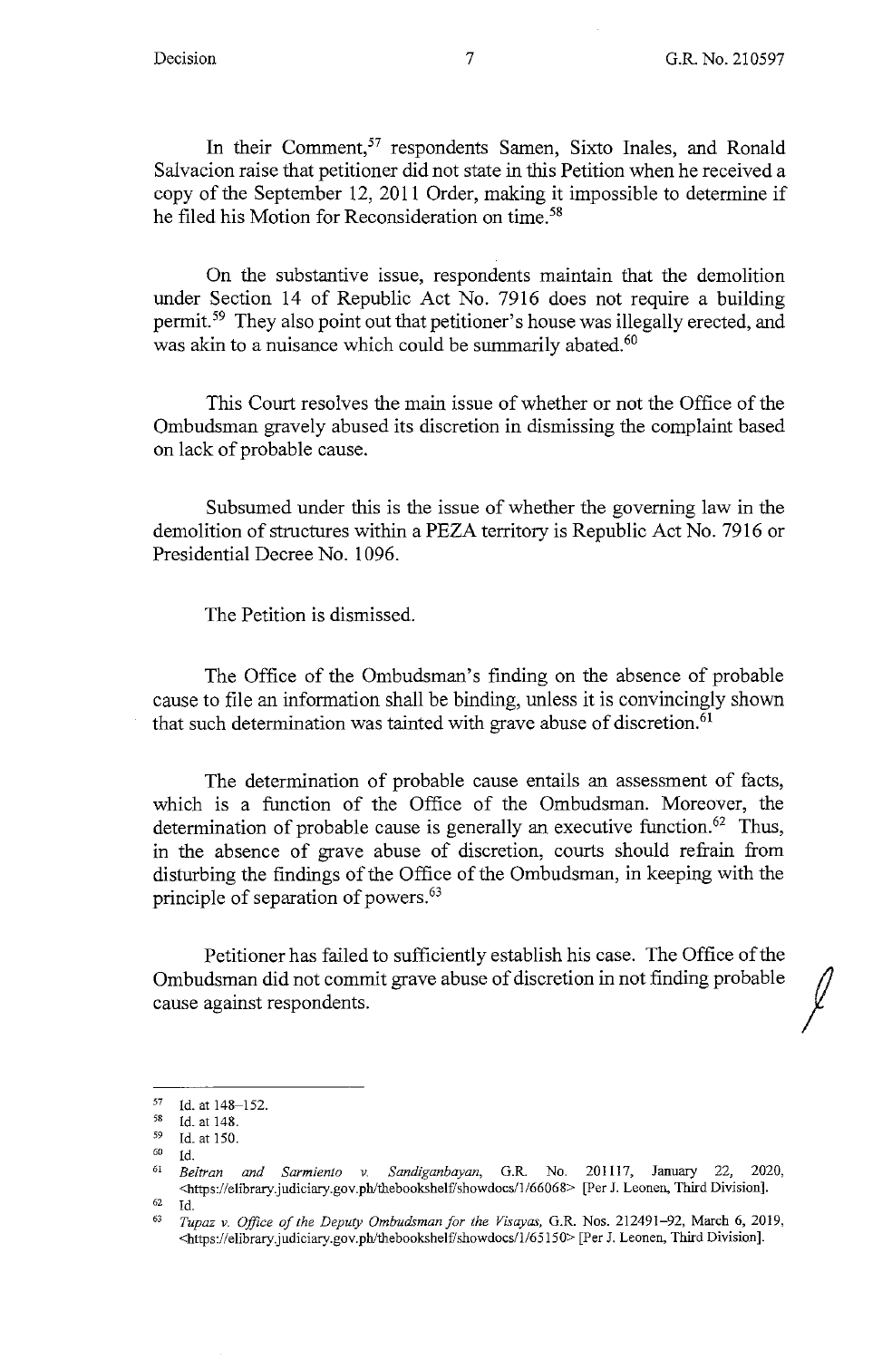In their Comment,[57] respondents Samen, Sixto Inales, and Ronald Salvacion raise that petitioner did not state in this Petition when he received a copy of the September 12, 2011 Order, making it impossible to determine if he filed his Motion for Reconsideration on time.[58]

On the substantive issue, respondents maintain that the demolition under Section 14 of Republic Act No. 7916 does not require a building permit.[59] They also point out that petitioner's house was illegally erected, and was akin to a nuisance which could be summarily abated.[60]

This Court resolves the main issue of whether or not the Office of the Ombudsman gravely abused its discretion in dismissing the complaint based on lack of probable cause.

Subsumed under this is the issue of whether the governing law in the demolition of structures within a PEZA territory is Republic Act No. 7916 or Presidential Decree No. 1096.

The Petition is dismissed.

The Office of the Ombudsman's finding on the absence of probable cause to file an information shall be binding, unless it is convincingly shown that such determination was tainted with grave abuse of discretion.[61]

The determination of probable cause entails an assessment of facts, which is a function of the Office of the Ombudsman. Moreover, the determination of probable cause is generally an executive function.[62] Thus, in the absence of grave abuse of discretion, courts should refrain from disturbing the findings of the Office of the Ombudsman, in keeping with the principle of separation of powers.[63]

Petitioner has failed to sufficiently establish his case. The Office of the Ombudsman did not commit grave abuse of discretion in not finding probable cause against respondents.

---

[57] Id. at 148–152.

[58] Id. at 148.

[59] Id. at 150.

[60] Id.

[61] *Beltran and Sarmiento v. Sandiganbayan*, G.R. No. 201117, January 22, 2020, <https://elibrary.judiciary.gov.ph/thebookshelf/showdocs/1/66068> [Per J. Leonen, Third Division].

[62] Id.

[63] *Tupaz v. Office of the Deputy Ombudsman for the Visayas*, G.R. Nos. 212491–92, March 6, 2019, <https://elibrary.judiciary.gov.ph/thebookshelf/showdocs/1/65150> [Per J. Leonen, Third Division].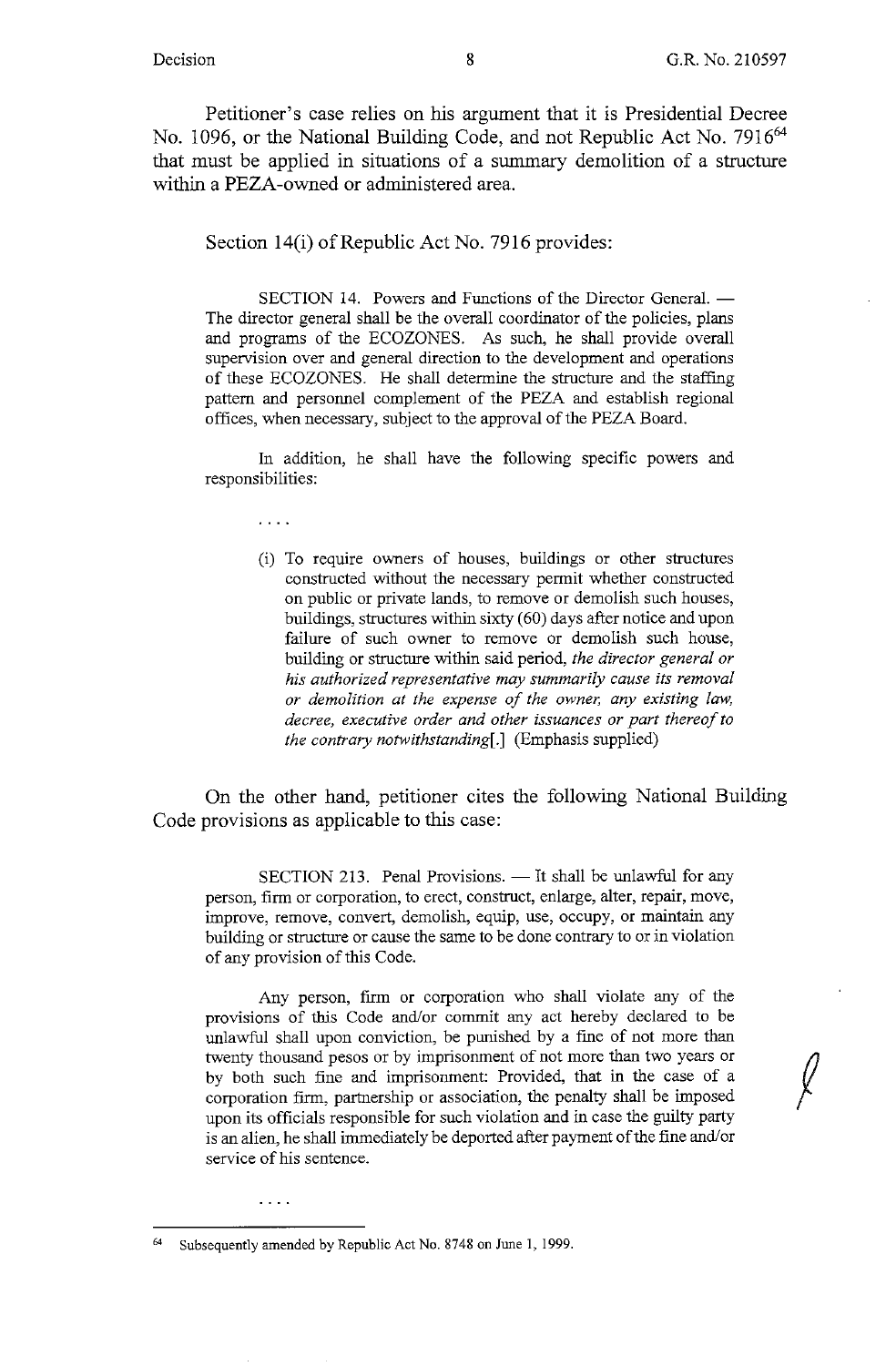Petitioner's case relies on his argument that it is Presidential Decree No. 1096, or the National Building Code, and not Republic Act No. 7916[64] that must be applied in situations of a summary demolition of a structure within a PEZA-owned or administered area.

Section 14(i) of Republic Act No. 7916 provides:

> SECTION 14. Powers and Functions of the Director General. — The director general shall be the overall coordinator of the policies, plans and programs of the ECOZONES. As such, he shall provide overall supervision over and general direction to the development and operations of these ECOZONES. He shall determine the structure and the staffing pattern and personnel complement of the PEZA and establish regional offices, when necessary, subject to the approval of the PEZA Board.
>
> In addition, he shall have the following specific powers and responsibilities:
>
> . . . .
>
> (i) To require owners of houses, buildings or other structures constructed without the necessary permit whether constructed on public or private lands, to remove or demolish such houses, buildings, structures within sixty (60) days after notice and upon failure of such owner to remove or demolish such house, building or structure within said period, *the director general or his authorized representative may summarily cause its removal or demolition at the expense of the owner, any existing law, decree, executive order and other issuances or part thereof to the contrary notwithstanding*[.] (Emphasis supplied)

On the other hand, petitioner cites the following National Building Code provisions as applicable to this case:

> SECTION 213. Penal Provisions. — It shall be unlawful for any person, firm or corporation, to erect, construct, enlarge, alter, repair, move, improve, remove, convert, demolish, equip, use, occupy, or maintain any building or structure or cause the same to be done contrary to or in violation of any provision of this Code.
>
> Any person, firm or corporation who shall violate any of the provisions of this Code and/or commit any act hereby declared to be unlawful shall upon conviction, be punished by a fine of not more than twenty thousand pesos or by imprisonment of not more than two years or by both such fine and imprisonment: Provided, that in the case of a corporation firm, partnership or association, the penalty shall be imposed upon its officials responsible for such violation and in case the guilty party is an alien, he shall immediately be deported after payment of the fine and/or service of his sentence.
>
> . . . .

---

[64] Subsequently amended by Republic Act No. 8748 on June 1, 1999.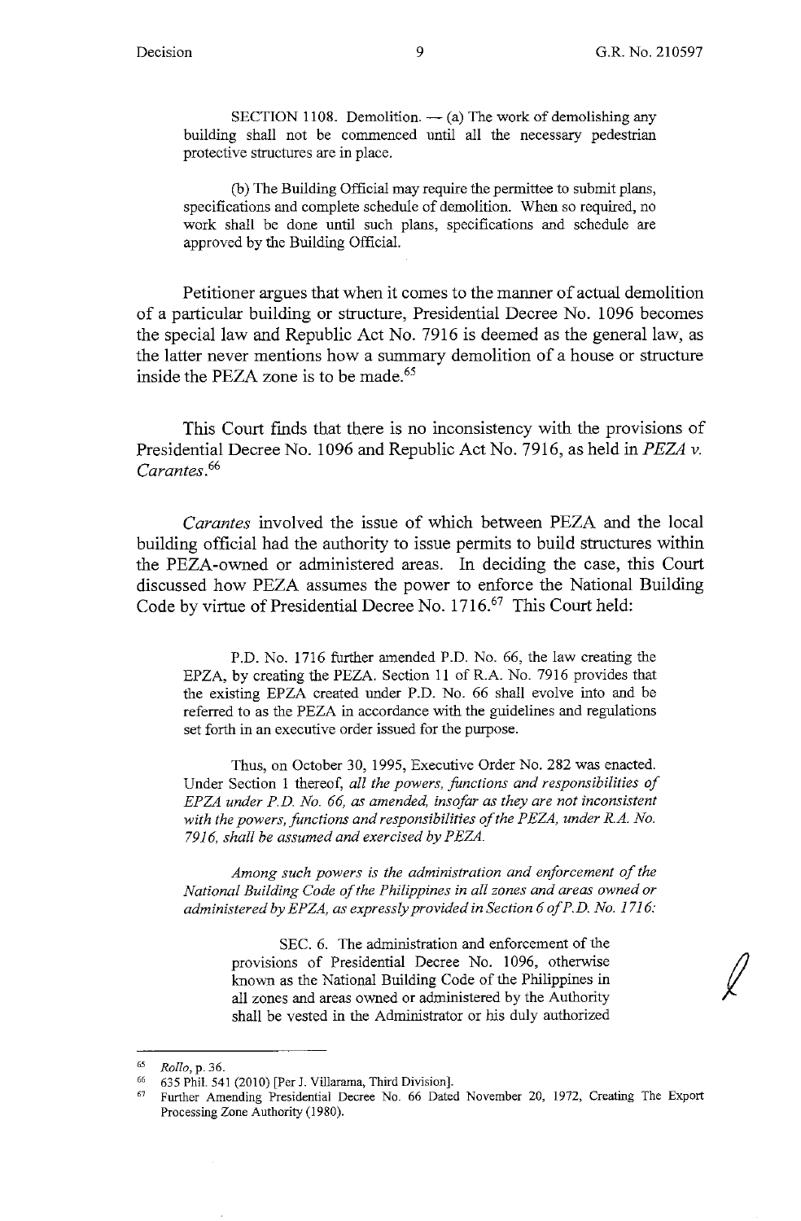SECTION 1108. Demolition. — (a) The work of demolishing any building shall not be commenced until all the necessary pedestrian protective structures are in place.

(b) The Building Official may require the permittee to submit plans, specifications and complete schedule of demolition. When so required, no work shall be done until such plans, specifications and schedule are approved by the Building Official.

Petitioner argues that when it comes to the manner of actual demolition of a particular building or structure, Presidential Decree No. 1096 becomes the special law and Republic Act No. 7916 is deemed as the general law, as the latter never mentions how a summary demolition of a house or structure inside the PEZA zone is to be made.[65]

This Court finds that there is no inconsistency with the provisions of Presidential Decree No. 1096 and Republic Act No. 7916, as held in *PEZA v. Carantes*.[66]

*Carantes* involved the issue of which between PEZA and the local building official had the authority to issue permits to build structures within the PEZA-owned or administered areas. In deciding the case, this Court discussed how PEZA assumes the power to enforce the National Building Code by virtue of Presidential Decree No. 1716.[67] This Court held:

> P.D. No. 1716 further amended P.D. No. 66, the law creating the EPZA, by creating the PEZA. Section 11 of R.A. No. 7916 provides that the existing EPZA created under P.D. No. 66 shall evolve into and be referred to as the PEZA in accordance with the guidelines and regulations set forth in an executive order issued for the purpose.
>
> Thus, on October 30, 1995, Executive Order No. 282 was enacted. Under Section 1 thereof, *all the powers, functions and responsibilities of EPZA under P.D. No. 66, as amended, insofar as they are not inconsistent with the powers, functions and responsibilities of the PEZA, under R.A. No. 7916, shall be assumed and exercised by PEZA.*
>
> *Among such powers is the administration and enforcement of the National Building Code of the Philippines in all zones and areas owned or administered by EPZA, as expressly provided in Section 6 of P.D. No. 1716:*
>
> > SEC. 6. The administration and enforcement of the provisions of Presidential Decree No. 1096, otherwise known as the National Building Code of the Philippines in all zones and areas owned or administered by the Authority shall be vested in the Administrator or his duly authorized

---

[65] *Rollo*, p. 36.

[66] 635 Phil. 541 (2010) [Per J. Villarama, Third Division].

[67] Further Amending Presidential Decree No. 66 Dated November 20, 1972, Creating The Export Processing Zone Authority (1980).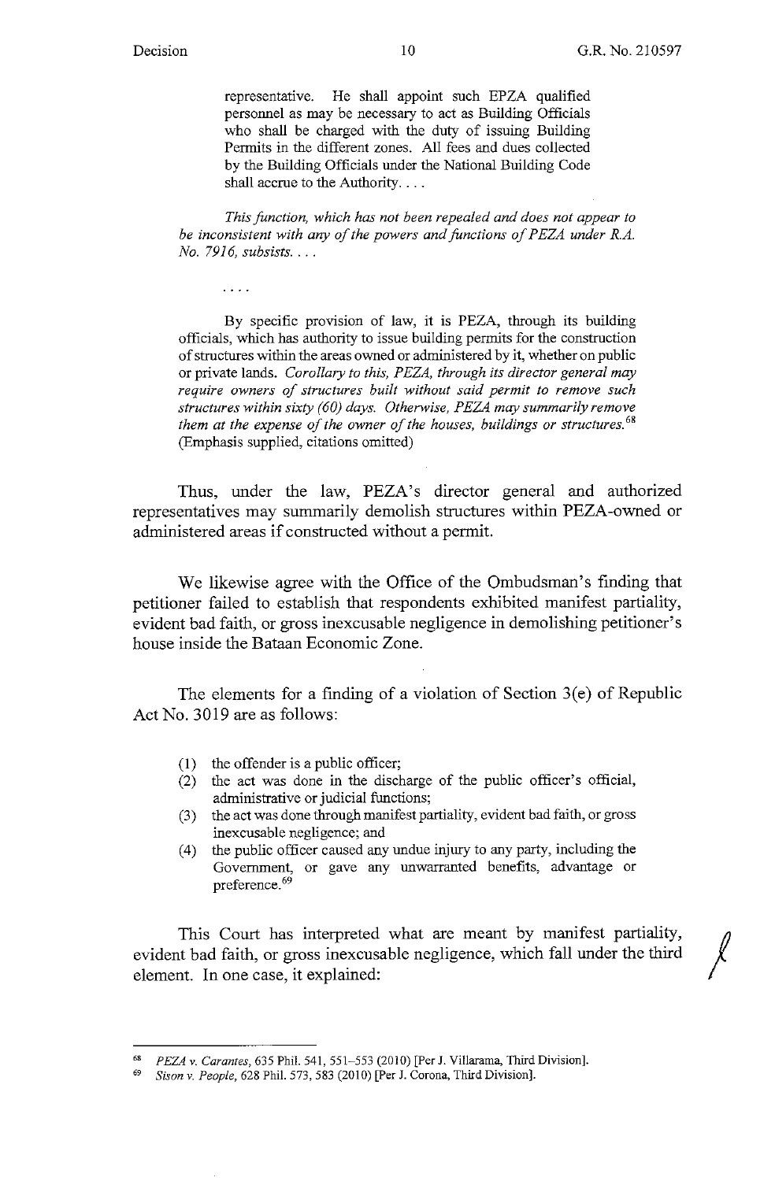> representative. He shall appoint such EPZA qualified personnel as may be necessary to act as Building Officials who shall be charged with the duty of issuing Building Permits in the different zones. All fees and dues collected by the Building Officials under the National Building Code shall accrue to the Authority. . . .
>
> *This function, which has not been repealed and does not appear to be inconsistent with any of the powers and functions of PEZA under R.A. No. 7916, subsists. . . .*
>
> . . . .
>
> By specific provision of law, it is PEZA, through its building officials, which has authority to issue building permits for the construction of structures within the areas owned or administered by it, whether on public or private lands. *Corollary to this, PEZA, through its director general may require owners of structures built without said permit to remove such structures within sixty (60) days. Otherwise, PEZA may summarily remove them at the expense of the owner of the houses, buildings or structures.*[68] (Emphasis supplied, citations omitted)

Thus, under the law, PEZA's director general and authorized representatives may summarily demolish structures within PEZA-owned or administered areas if constructed without a permit.

We likewise agree with the Office of the Ombudsman's finding that petitioner failed to establish that respondents exhibited manifest partiality, evident bad faith, or gross inexcusable negligence in demolishing petitioner's house inside the Bataan Economic Zone.

The elements for a finding of a violation of Section 3(e) of Republic Act No. 3019 are as follows:

> (1) the offender is a public officer;
> (2) the act was done in the discharge of the public officer's official, administrative or judicial functions;
> (3) the act was done through manifest partiality, evident bad faith, or gross inexcusable negligence; and
> (4) the public officer caused any undue injury to any party, including the Government, or gave any unwarranted benefits, advantage or preference.[69]

This Court has interpreted what are meant by manifest partiality, evident bad faith, or gross inexcusable negligence, which fall under the third element. In one case, it explained:

---

[68] *PEZA v. Carantes*, 635 Phil. 541, 551–553 (2010) [Per J. Villarama, Third Division].

[69] *Sison v. People*, 628 Phil. 573, 583 (2010) [Per J. Corona, Third Division].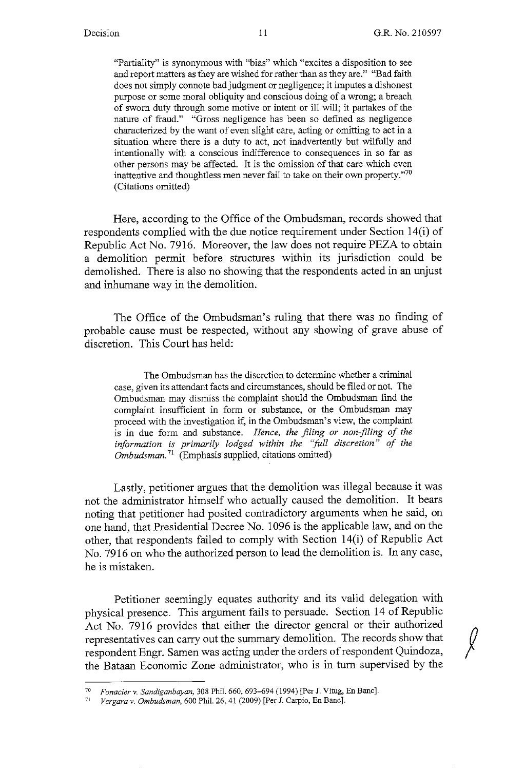> "Partiality" is synonymous with "bias" which "excites a disposition to see and report matters as they are wished for rather than as they are." "Bad faith does not simply connote bad judgment or negligence; it imputes a dishonest purpose or some moral obliquity and conscious doing of a wrong; a breach of sworn duty through some motive or intent or ill will; it partakes of the nature of fraud." "Gross negligence has been so defined as negligence characterized by the want of even slight care, acting or omitting to act in a situation where there is a duty to act, not inadvertently but wilfully and intentionally with a conscious indifference to consequences in so far as other persons may be affected. It is the omission of that care which even inattentive and thoughtless men never fail to take on their own property."[70] (Citations omitted)

Here, according to the Office of the Ombudsman, records showed that respondents complied with the due notice requirement under Section 14(i) of Republic Act No. 7916. Moreover, the law does not require PEZA to obtain a demolition permit before structures within its jurisdiction could be demolished. There is also no showing that the respondents acted in an unjust and inhumane way in the demolition.

The Office of the Ombudsman's ruling that there was no finding of probable cause must be respected, without any showing of grave abuse of discretion. This Court has held:

> The Ombudsman has the discretion to determine whether a criminal case, given its attendant facts and circumstances, should be filed or not. The Ombudsman may dismiss the complaint should the Ombudsman find the complaint insufficient in form or substance, or the Ombudsman may proceed with the investigation if, in the Ombudsman's view, the complaint is in due form and substance. *Hence, the filing or non-filing of the information is primarily lodged within the "full discretion" of the Ombudsman.*[71] (Emphasis supplied, citations omitted)

Lastly, petitioner argues that the demolition was illegal because it was not the administrator himself who actually caused the demolition. It bears noting that petitioner had posited contradictory arguments when he said, on one hand, that Presidential Decree No. 1096 is the applicable law, and on the other, that respondents failed to comply with Section 14(i) of Republic Act No. 7916 on who the authorized person to lead the demolition is. In any case, he is mistaken.

Petitioner seemingly equates authority and its valid delegation with physical presence. This argument fails to persuade. Section 14 of Republic Act No. 7916 provides that either the director general or their authorized representatives can carry out the summary demolition. The records show that respondent Engr. Samen was acting under the orders of respondent Quindoza, the Bataan Economic Zone administrator, who is in turn supervised by the

---

[70] *Fonacier v. Sandiganbayan*, 308 Phil. 660, 693–694 (1994) [Per J. Vitug, En Banc].

[71] *Vergara v. Ombudsman*, 600 Phil. 26, 41 (2009) [Per J. Carpio, En Banc].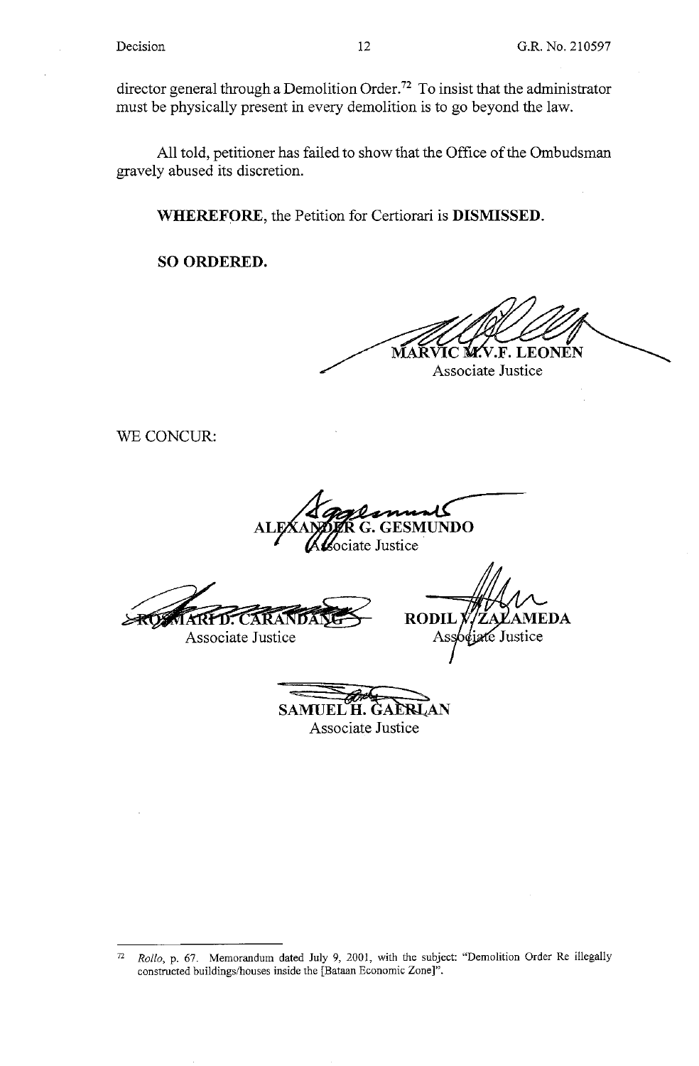director general through a Demolition Order.[72] To insist that the administrator must be physically present in every demolition is to go beyond the law.

All told, petitioner has failed to show that the Office of the Ombudsman gravely abused its discretion.

**WHEREFORE**, the Petition for Certiorari is **DISMISSED**.

**SO ORDERED.**

MARVIC M.V.F. LEONEN
Associate Justice

WE CONCUR:

ALEXANDER G. GESMUNDO
Associate Justice

ROSMARI D. CARANDANG
Associate Justice

RODIL V. ZALAMEDA
Associate Justice

SAMUEL H. GAERLAN
Associate Justice

---

[72] *Rollo*, p. 67. Memorandum dated July 9, 2001, with the subject: "Demolition Order Re illegally constructed buildings/houses inside the [Bataan Economic Zone]".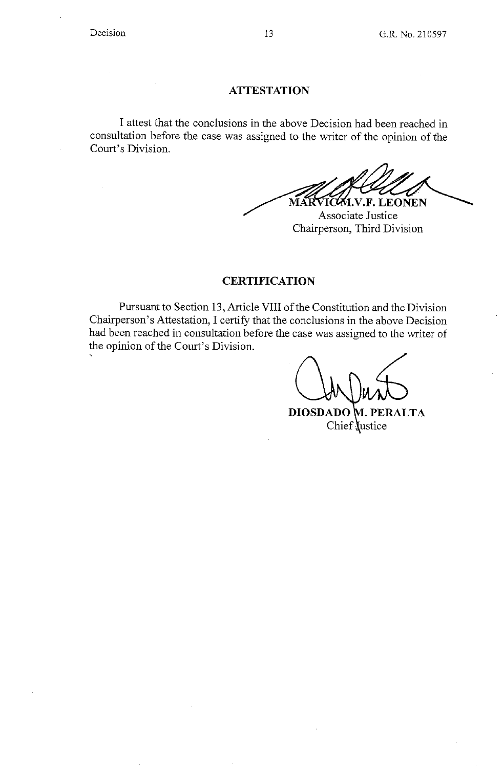## ATTESTATION

I attest that the conclusions in the above Decision had been reached in consultation before the case was assigned to the writer of the opinion of the Court's Division.

**MARVIC M.V.F. LEONEN**
Associate Justice
Chairperson, Third Division

## CERTIFICATION

Pursuant to Section 13, Article VIII of the Constitution and the Division Chairperson's Attestation, I certify that the conclusions in the above Decision had been reached in consultation before the case was assigned to the writer of the opinion of the Court's Division.

**DIOSDADO M. PERALTA**
Chief Justice